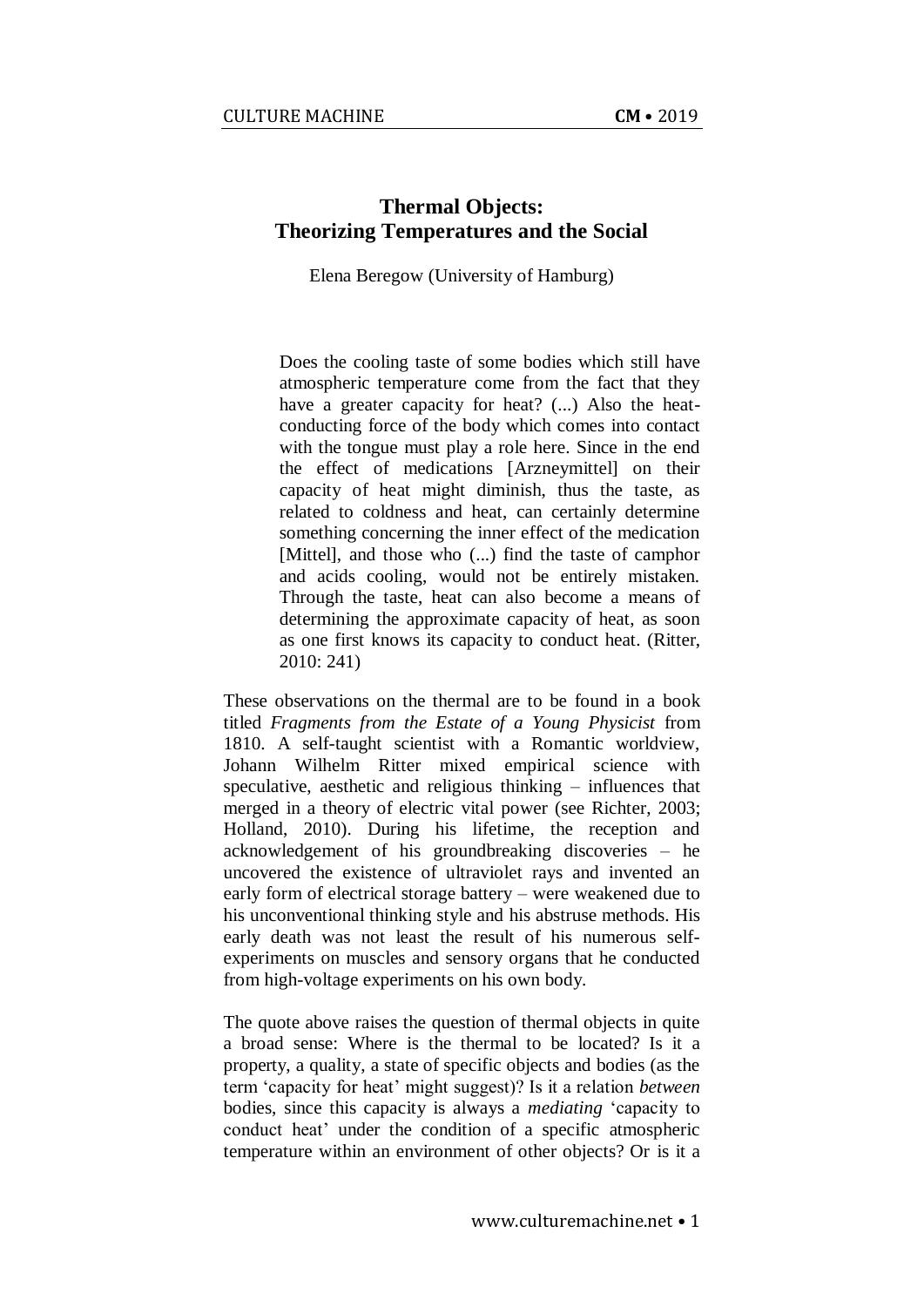# Thermal Objects: Theorizing Temperatures and the Social

Elena Beregow (University of Hamburg)

> Does the cooling taste of some bodies which still have atmospheric temperature come from the fact that they have a greater capacity for heat? (...) Also the heat-conducting force of the body which comes into contact with the tongue must play a role here. Since in the end the effect of medications [Arzneymittel] on their capacity of heat might diminish, thus the taste, as related to coldness and heat, can certainly determine something concerning the inner effect of the medication [Mittel], and those who (...) find the taste of camphor and acids cooling, would not be entirely mistaken. Through the taste, heat can also become a means of determining the approximate capacity of heat, as soon as one first knows its capacity to conduct heat. (Ritter, 2010: 241)

These observations on the thermal are to be found in a book titled *Fragments from the Estate of a Young Physicist* from 1810. A self-taught scientist with a Romantic worldview, Johann Wilhelm Ritter mixed empirical science with speculative, aesthetic and religious thinking – influences that merged in a theory of electric vital power (see Richter, 2003; Holland, 2010). During his lifetime, the reception and acknowledgement of his groundbreaking discoveries – he uncovered the existence of ultraviolet rays and invented an early form of electrical storage battery – were weakened due to his unconventional thinking style and his abstruse methods. His early death was not least the result of his numerous self-experiments on muscles and sensory organs that he conducted from high-voltage experiments on his own body.

The quote above raises the question of thermal objects in quite a broad sense: Where is the thermal to be located? Is it a property, a quality, a state of specific objects and bodies (as the term 'capacity for heat' might suggest)? Is it a relation *between* bodies, since this capacity is always a *mediating* 'capacity to conduct heat' under the condition of a specific atmospheric temperature within an environment of other objects? Or is it a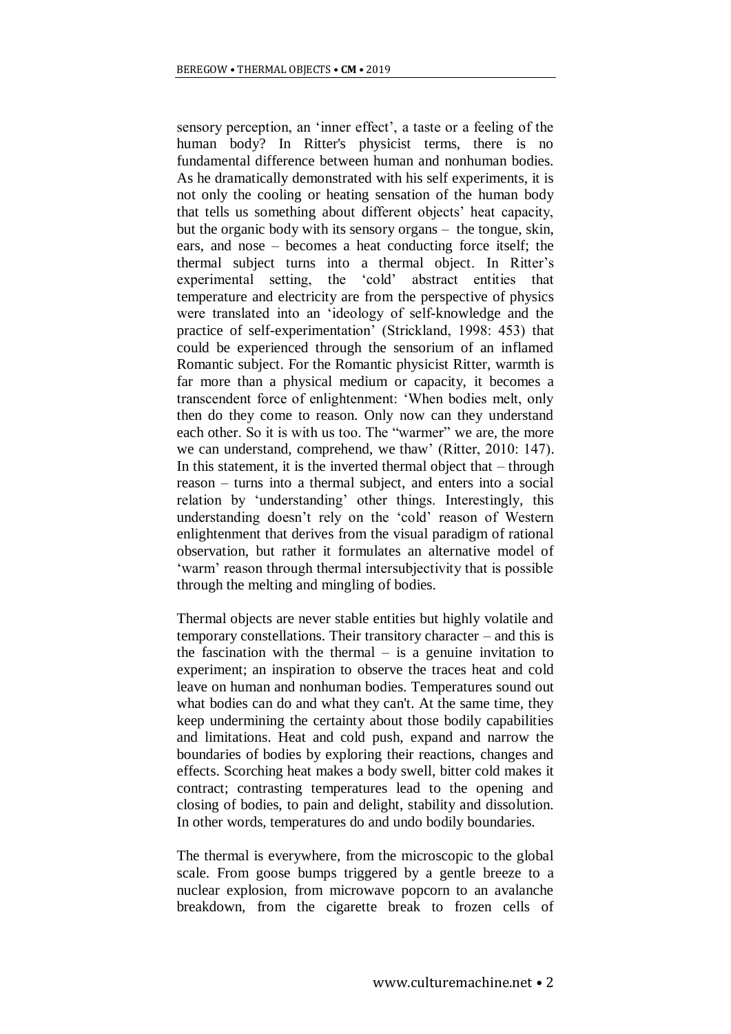sensory perception, an 'inner effect', a taste or a feeling of the human body? In Ritter's physicist terms, there is no fundamental difference between human and nonhuman bodies. As he dramatically demonstrated with his self experiments, it is not only the cooling or heating sensation of the human body that tells us something about different objects' heat capacity, but the organic body with its sensory organs – the tongue, skin, ears, and nose – becomes a heat conducting force itself; the thermal subject turns into a thermal object. In Ritter's experimental setting, the 'cold' abstract entities that temperature and electricity are from the perspective of physics were translated into an 'ideology of self-knowledge and the practice of self-experimentation' (Strickland, 1998: 453) that could be experienced through the sensorium of an inflamed Romantic subject. For the Romantic physicist Ritter, warmth is far more than a physical medium or capacity, it becomes a transcendent force of enlightenment: 'When bodies melt, only then do they come to reason. Only now can they understand each other. So it is with us too. The "warmer" we are, the more we can understand, comprehend, we thaw' (Ritter, 2010: 147). In this statement, it is the inverted thermal object that – through reason – turns into a thermal subject, and enters into a social relation by 'understanding' other things. Interestingly, this understanding doesn't rely on the 'cold' reason of Western enlightenment that derives from the visual paradigm of rational observation, but rather it formulates an alternative model of 'warm' reason through thermal intersubjectivity that is possible through the melting and mingling of bodies.

Thermal objects are never stable entities but highly volatile and temporary constellations. Their transitory character – and this is the fascination with the thermal – is a genuine invitation to experiment; an inspiration to observe the traces heat and cold leave on human and nonhuman bodies. Temperatures sound out what bodies can do and what they can't. At the same time, they keep undermining the certainty about those bodily capabilities and limitations. Heat and cold push, expand and narrow the boundaries of bodies by exploring their reactions, changes and effects. Scorching heat makes a body swell, bitter cold makes it contract; contrasting temperatures lead to the opening and closing of bodies, to pain and delight, stability and dissolution. In other words, temperatures do and undo bodily boundaries.

The thermal is everywhere, from the microscopic to the global scale. From goose bumps triggered by a gentle breeze to a nuclear explosion, from microwave popcorn to an avalanche breakdown, from the cigarette break to frozen cells of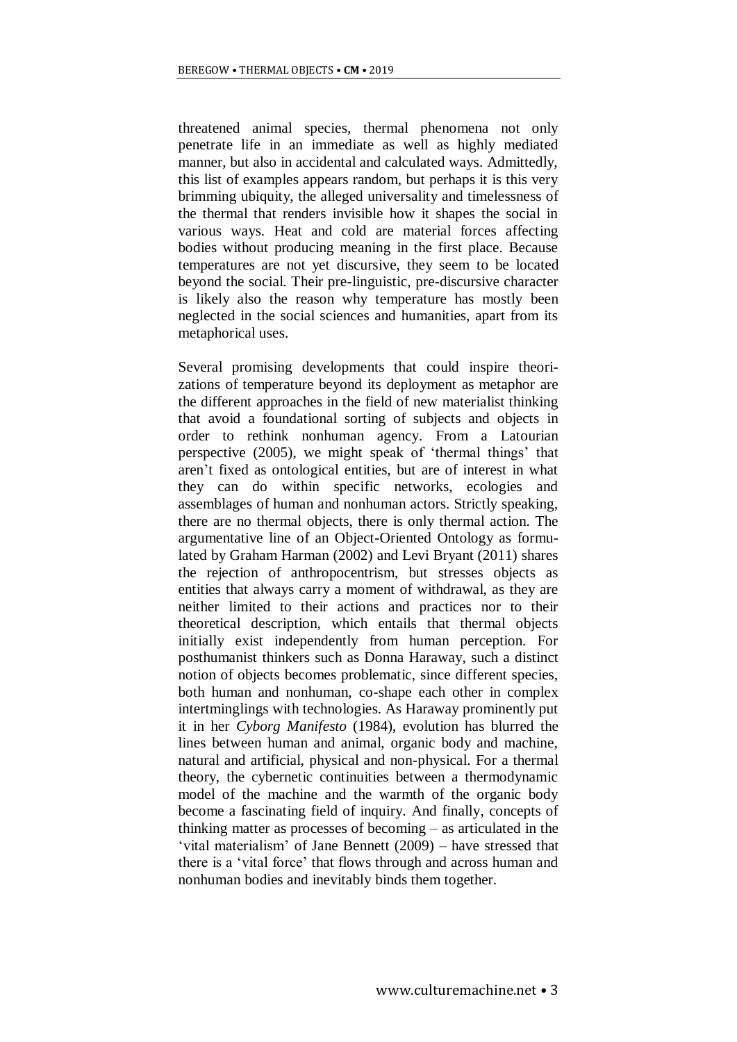threatened animal species, thermal phenomena not only penetrate life in an immediate as well as highly mediated manner, but also in accidental and calculated ways. Admittedly, this list of examples appears random, but perhaps it is this very brimming ubiquity, the alleged universality and timelessness of the thermal that renders invisible how it shapes the social in various ways. Heat and cold are material forces affecting bodies without producing meaning in the first place. Because temperatures are not yet discursive, they seem to be located beyond the social. Their pre-linguistic, pre-discursive character is likely also the reason why temperature has mostly been neglected in the social sciences and humanities, apart from its metaphorical uses.

Several promising developments that could inspire theorizations of temperature beyond its deployment as metaphor are the different approaches in the field of new materialist thinking that avoid a foundational sorting of subjects and objects in order to rethink nonhuman agency. From a Latourian perspective (2005), we might speak of 'thermal things' that aren't fixed as ontological entities, but are of interest in what they can do within specific networks, ecologies and assemblages of human and nonhuman actors. Strictly speaking, there are no thermal objects, there is only thermal action. The argumentative line of an Object-Oriented Ontology as formulated by Graham Harman (2002) and Levi Bryant (2011) shares the rejection of anthropocentrism, but stresses objects as entities that always carry a moment of withdrawal, as they are neither limited to their actions and practices nor to their theoretical description, which entails that thermal objects initially exist independently from human perception. For posthumanist thinkers such as Donna Haraway, such a distinct notion of objects becomes problematic, since different species, both human and nonhuman, co-shape each other in complex intertminglings with technologies. As Haraway prominently put it in her *Cyborg Manifesto* (1984), evolution has blurred the lines between human and animal, organic body and machine, natural and artificial, physical and non-physical. For a thermal theory, the cybernetic continuities between a thermodynamic model of the machine and the warmth of the organic body become a fascinating field of inquiry. And finally, concepts of thinking matter as processes of becoming – as articulated in the 'vital materialism' of Jane Bennett (2009) – have stressed that there is a 'vital force' that flows through and across human and nonhuman bodies and inevitably binds them together.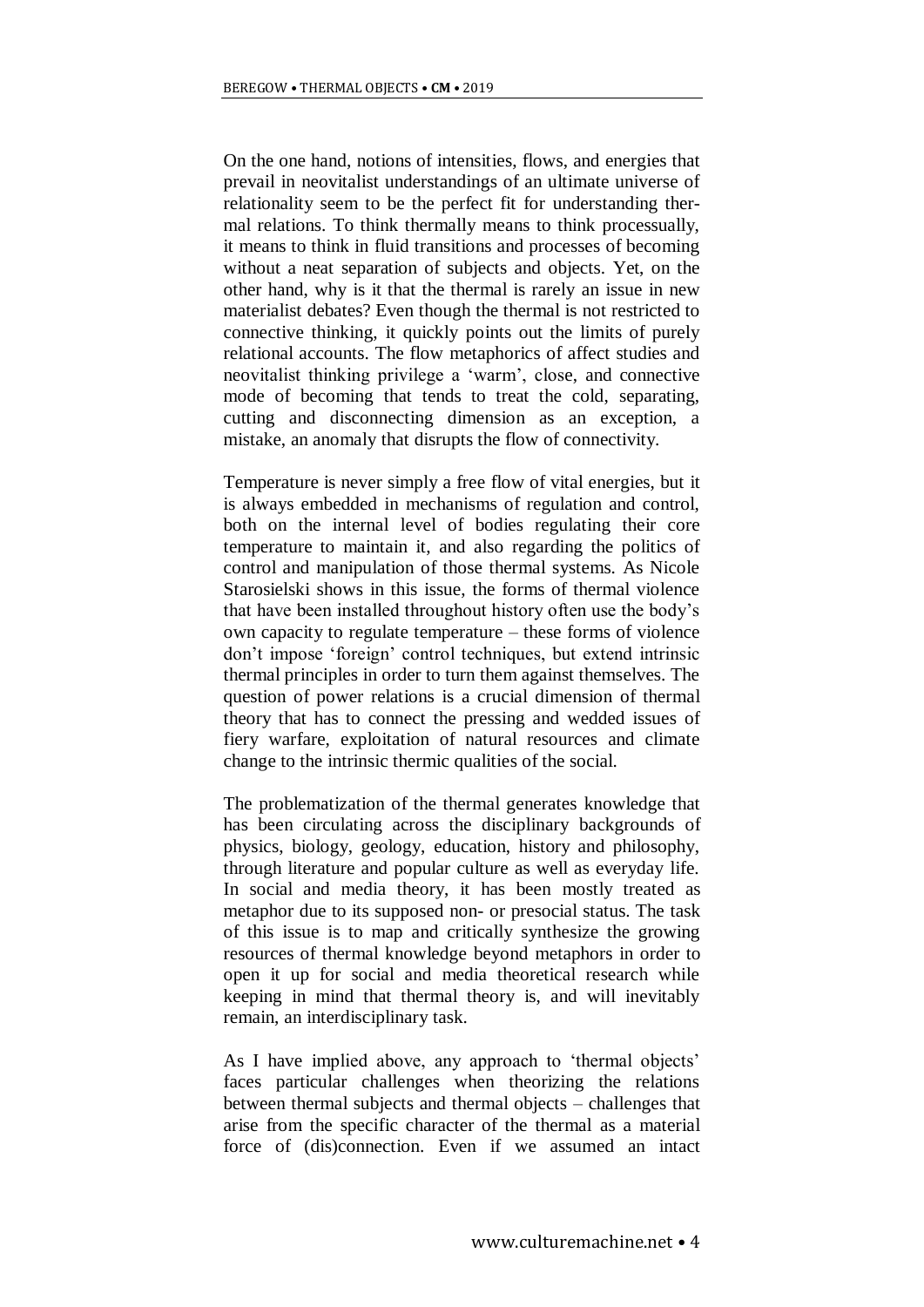On the one hand, notions of intensities, flows, and energies that prevail in neovitalist understandings of an ultimate universe of relationality seem to be the perfect fit for understanding thermal relations. To think thermally means to think processually, it means to think in fluid transitions and processes of becoming without a neat separation of subjects and objects. Yet, on the other hand, why is it that the thermal is rarely an issue in new materialist debates? Even though the thermal is not restricted to connective thinking, it quickly points out the limits of purely relational accounts. The flow metaphorics of affect studies and neovitalist thinking privilege a 'warm', close, and connective mode of becoming that tends to treat the cold, separating, cutting and disconnecting dimension as an exception, a mistake, an anomaly that disrupts the flow of connectivity.

Temperature is never simply a free flow of vital energies, but it is always embedded in mechanisms of regulation and control, both on the internal level of bodies regulating their core temperature to maintain it, and also regarding the politics of control and manipulation of those thermal systems. As Nicole Starosielski shows in this issue, the forms of thermal violence that have been installed throughout history often use the body's own capacity to regulate temperature – these forms of violence don't impose 'foreign' control techniques, but extend intrinsic thermal principles in order to turn them against themselves. The question of power relations is a crucial dimension of thermal theory that has to connect the pressing and wedded issues of fiery warfare, exploitation of natural resources and climate change to the intrinsic thermic qualities of the social.

The problematization of the thermal generates knowledge that has been circulating across the disciplinary backgrounds of physics, biology, geology, education, history and philosophy, through literature and popular culture as well as everyday life. In social and media theory, it has been mostly treated as metaphor due to its supposed non- or presocial status. The task of this issue is to map and critically synthesize the growing resources of thermal knowledge beyond metaphors in order to open it up for social and media theoretical research while keeping in mind that thermal theory is, and will inevitably remain, an interdisciplinary task.

As I have implied above, any approach to 'thermal objects' faces particular challenges when theorizing the relations between thermal subjects and thermal objects – challenges that arise from the specific character of the thermal as a material force of (dis)connection. Even if we assumed an intact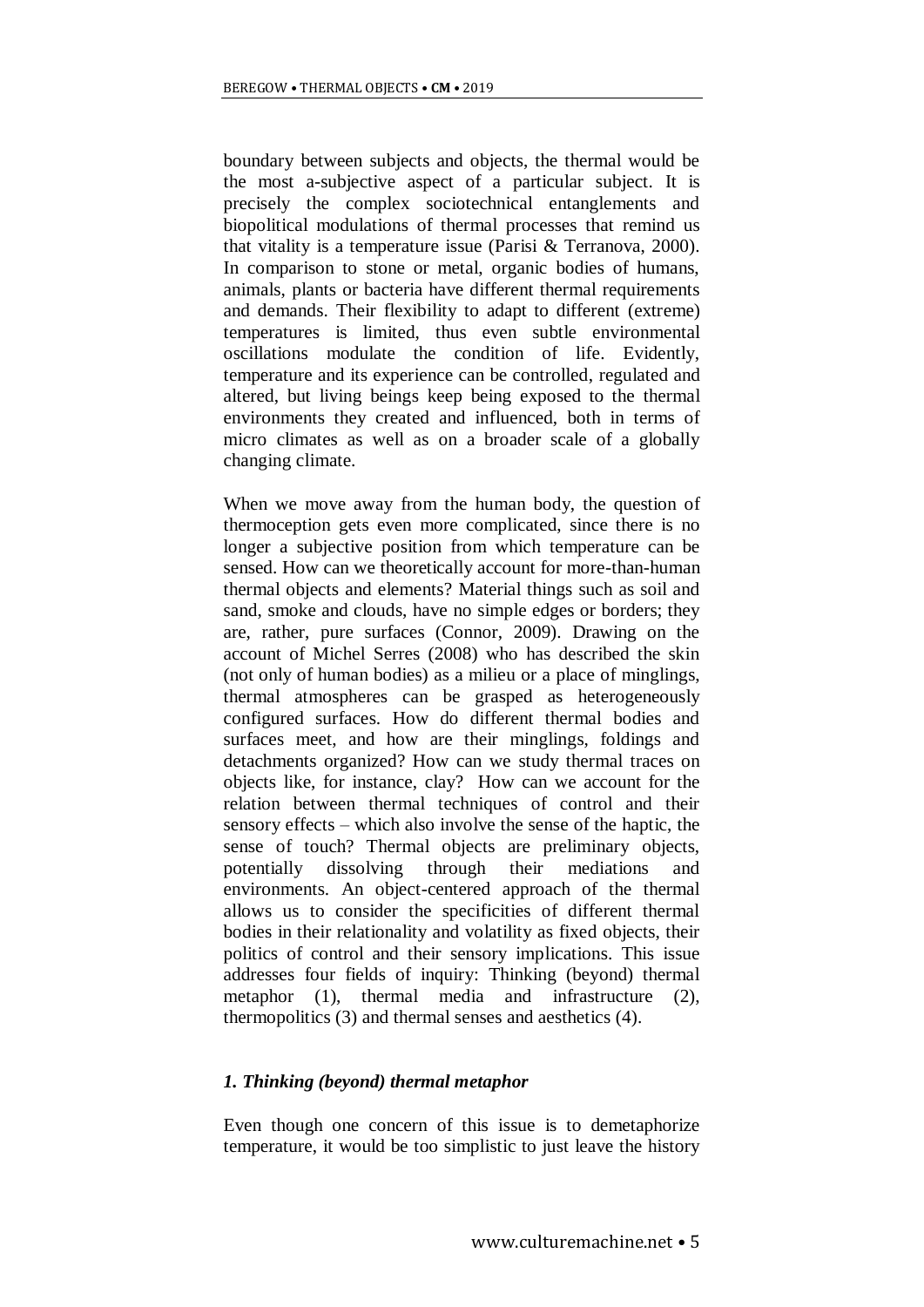boundary between subjects and objects, the thermal would be the most a-subjective aspect of a particular subject. It is precisely the complex sociotechnical entanglements and biopolitical modulations of thermal processes that remind us that vitality is a temperature issue (Parisi & Terranova, 2000). In comparison to stone or metal, organic bodies of humans, animals, plants or bacteria have different thermal requirements and demands. Their flexibility to adapt to different (extreme) temperatures is limited, thus even subtle environmental oscillations modulate the condition of life. Evidently, temperature and its experience can be controlled, regulated and altered, but living beings keep being exposed to the thermal environments they created and influenced, both in terms of micro climates as well as on a broader scale of a globally changing climate.

When we move away from the human body, the question of thermoception gets even more complicated, since there is no longer a subjective position from which temperature can be sensed. How can we theoretically account for more-than-human thermal objects and elements? Material things such as soil and sand, smoke and clouds, have no simple edges or borders; they are, rather, pure surfaces (Connor, 2009). Drawing on the account of Michel Serres (2008) who has described the skin (not only of human bodies) as a milieu or a place of minglings, thermal atmospheres can be grasped as heterogeneously configured surfaces. How do different thermal bodies and surfaces meet, and how are their minglings, foldings and detachments organized? How can we study thermal traces on objects like, for instance, clay? How can we account for the relation between thermal techniques of control and their sensory effects – which also involve the sense of the haptic, the sense of touch? Thermal objects are preliminary objects, potentially dissolving through their mediations and environments. An object-centered approach of the thermal allows us to consider the specificities of different thermal bodies in their relationality and volatility as fixed objects, their politics of control and their sensory implications. This issue addresses four fields of inquiry: Thinking (beyond) thermal metaphor (1), thermal media and infrastructure (2), thermopolitics (3) and thermal senses and aesthetics (4).

### *1. Thinking (beyond) thermal metaphor*

Even though one concern of this issue is to demetaphorize temperature, it would be too simplistic to just leave the history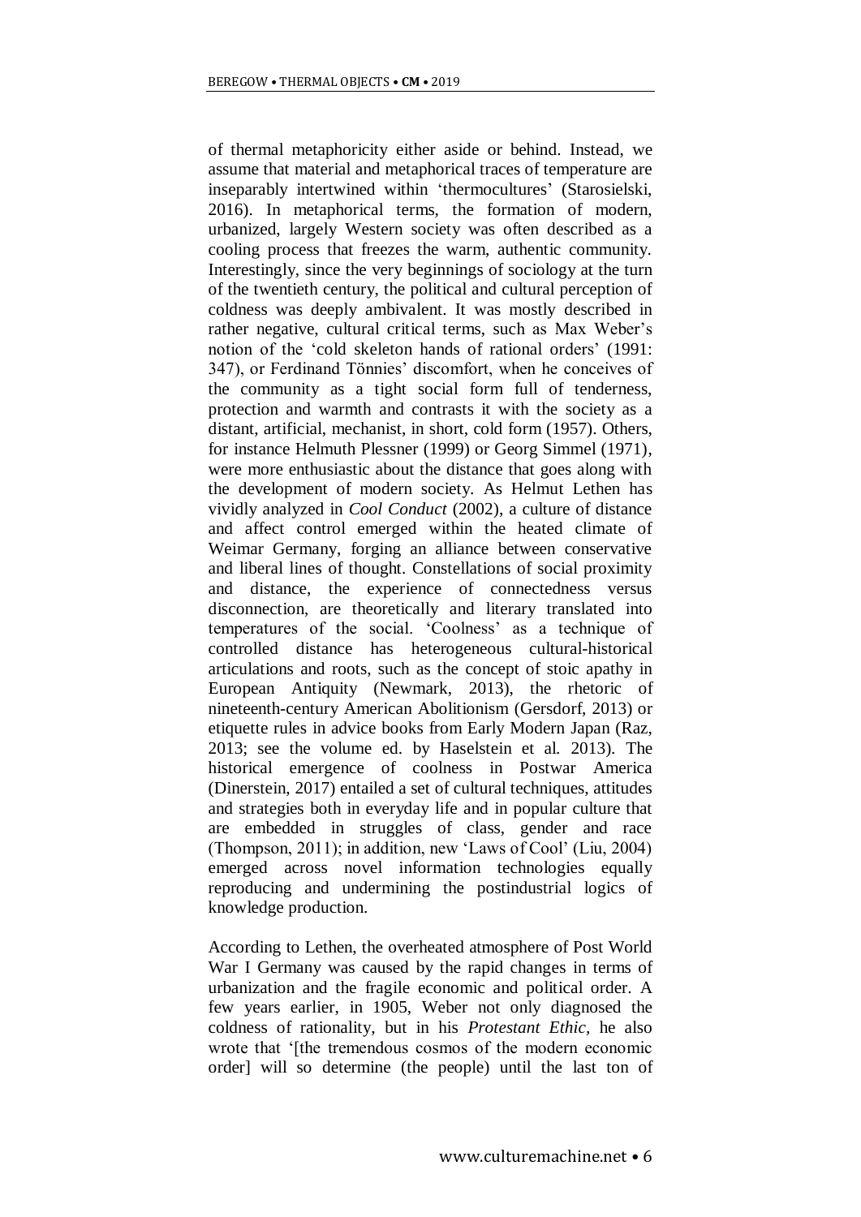of thermal metaphoricity either aside or behind. Instead, we assume that material and metaphorical traces of temperature are inseparably intertwined within 'thermocultures' (Starosielski, 2016). In metaphorical terms, the formation of modern, urbanized, largely Western society was often described as a cooling process that freezes the warm, authentic community. Interestingly, since the very beginnings of sociology at the turn of the twentieth century, the political and cultural perception of coldness was deeply ambivalent. It was mostly described in rather negative, cultural critical terms, such as Max Weber's notion of the 'cold skeleton hands of rational orders' (1991: 347), or Ferdinand Tönnies' discomfort, when he conceives of the community as a tight social form full of tenderness, protection and warmth and contrasts it with the society as a distant, artificial, mechanist, in short, cold form (1957). Others, for instance Helmuth Plessner (1999) or Georg Simmel (1971), were more enthusiastic about the distance that goes along with the development of modern society. As Helmut Lethen has vividly analyzed in *Cool Conduct* (2002), a culture of distance and affect control emerged within the heated climate of Weimar Germany, forging an alliance between conservative and liberal lines of thought. Constellations of social proximity and distance, the experience of connectedness versus disconnection, are theoretically and literary translated into temperatures of the social. 'Coolness' as a technique of controlled distance has heterogeneous cultural-historical articulations and roots, such as the concept of stoic apathy in European Antiquity (Newmark, 2013), the rhetoric of nineteenth-century American Abolitionism (Gersdorf, 2013) or etiquette rules in advice books from Early Modern Japan (Raz, 2013; see the volume ed. by Haselstein et al. 2013). The historical emergence of coolness in Postwar America (Dinerstein, 2017) entailed a set of cultural techniques, attitudes and strategies both in everyday life and in popular culture that are embedded in struggles of class, gender and race (Thompson, 2011); in addition, new 'Laws of Cool' (Liu, 2004) emerged across novel information technologies equally reproducing and undermining the postindustrial logics of knowledge production.

According to Lethen, the overheated atmosphere of Post World War I Germany was caused by the rapid changes in terms of urbanization and the fragile economic and political order. A few years earlier, in 1905, Weber not only diagnosed the coldness of rationality, but in his *Protestant Ethic*, he also wrote that '[the tremendous cosmos of the modern economic order] will so determine (the people) until the last ton of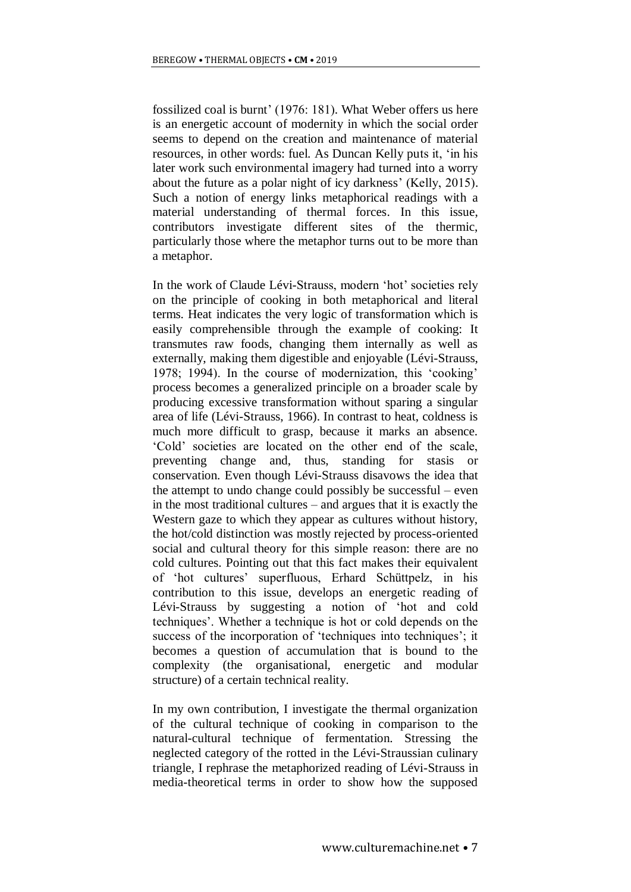fossilized coal is burnt' (1976: 181). What Weber offers us here is an energetic account of modernity in which the social order seems to depend on the creation and maintenance of material resources, in other words: fuel. As Duncan Kelly puts it, 'in his later work such environmental imagery had turned into a worry about the future as a polar night of icy darkness' (Kelly, 2015). Such a notion of energy links metaphorical readings with a material understanding of thermal forces. In this issue, contributors investigate different sites of the thermic, particularly those where the metaphor turns out to be more than a metaphor.

In the work of Claude Lévi-Strauss, modern 'hot' societies rely on the principle of cooking in both metaphorical and literal terms. Heat indicates the very logic of transformation which is easily comprehensible through the example of cooking: It transmutes raw foods, changing them internally as well as externally, making them digestible and enjoyable (Lévi-Strauss, 1978; 1994). In the course of modernization, this 'cooking' process becomes a generalized principle on a broader scale by producing excessive transformation without sparing a singular area of life (Lévi-Strauss, 1966). In contrast to heat, coldness is much more difficult to grasp, because it marks an absence. 'Cold' societies are located on the other end of the scale, preventing change and, thus, standing for stasis or conservation. Even though Lévi-Strauss disavows the idea that the attempt to undo change could possibly be successful – even in the most traditional cultures – and argues that it is exactly the Western gaze to which they appear as cultures without history, the hot/cold distinction was mostly rejected by process-oriented social and cultural theory for this simple reason: there are no cold cultures. Pointing out that this fact makes their equivalent of 'hot cultures' superfluous, Erhard Schüttpelz, in his contribution to this issue, develops an energetic reading of Lévi-Strauss by suggesting a notion of 'hot and cold techniques'. Whether a technique is hot or cold depends on the success of the incorporation of 'techniques into techniques'; it becomes a question of accumulation that is bound to the complexity (the organisational, energetic and modular structure) of a certain technical reality.

In my own contribution, I investigate the thermal organization of the cultural technique of cooking in comparison to the natural-cultural technique of fermentation. Stressing the neglected category of the rotted in the Lévi-Straussian culinary triangle, I rephrase the metaphorized reading of Lévi-Strauss in media-theoretical terms in order to show how the supposed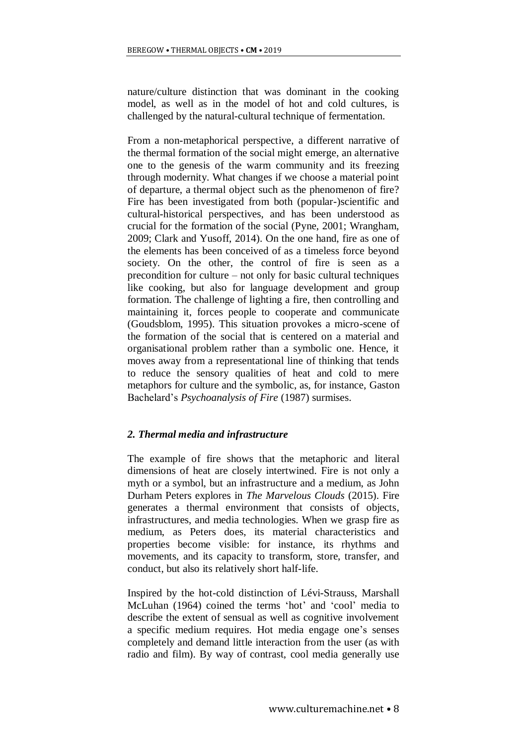nature/culture distinction that was dominant in the cooking model, as well as in the model of hot and cold cultures, is challenged by the natural-cultural technique of fermentation.

From a non-metaphorical perspective, a different narrative of the thermal formation of the social might emerge, an alternative one to the genesis of the warm community and its freezing through modernity. What changes if we choose a material point of departure, a thermal object such as the phenomenon of fire? Fire has been investigated from both (popular-)scientific and cultural-historical perspectives, and has been understood as crucial for the formation of the social (Pyne, 2001; Wrangham, 2009; Clark and Yusoff, 2014). On the one hand, fire as one of the elements has been conceived of as a timeless force beyond society. On the other, the control of fire is seen as a precondition for culture – not only for basic cultural techniques like cooking, but also for language development and group formation. The challenge of lighting a fire, then controlling and maintaining it, forces people to cooperate and communicate (Goudsblom, 1995). This situation provokes a micro-scene of the formation of the social that is centered on a material and organisational problem rather than a symbolic one. Hence, it moves away from a representational line of thinking that tends to reduce the sensory qualities of heat and cold to mere metaphors for culture and the symbolic, as, for instance, Gaston Bachelard's *Psychoanalysis of Fire* (1987) surmises.

## *2. Thermal media and infrastructure*

The example of fire shows that the metaphoric and literal dimensions of heat are closely intertwined. Fire is not only a myth or a symbol, but an infrastructure and a medium, as John Durham Peters explores in *The Marvelous Clouds* (2015). Fire generates a thermal environment that consists of objects, infrastructures, and media technologies. When we grasp fire as medium, as Peters does, its material characteristics and properties become visible: for instance, its rhythms and movements, and its capacity to transform, store, transfer, and conduct, but also its relatively short half-life.

Inspired by the hot-cold distinction of Lévi-Strauss, Marshall McLuhan (1964) coined the terms 'hot' and 'cool' media to describe the extent of sensual as well as cognitive involvement a specific medium requires. Hot media engage one's senses completely and demand little interaction from the user (as with radio and film). By way of contrast, cool media generally use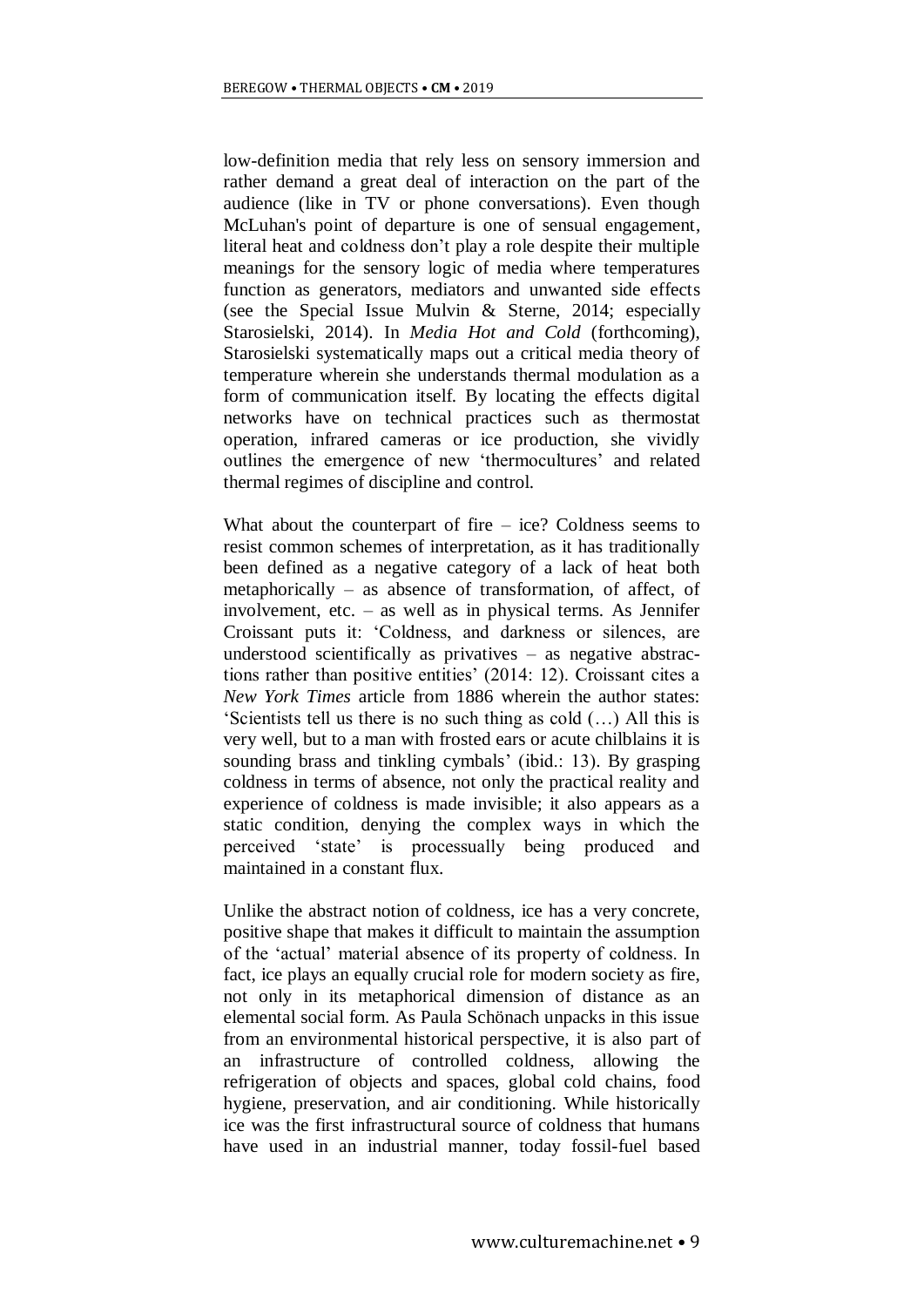low-definition media that rely less on sensory immersion and rather demand a great deal of interaction on the part of the audience (like in TV or phone conversations). Even though McLuhan's point of departure is one of sensual engagement, literal heat and coldness don't play a role despite their multiple meanings for the sensory logic of media where temperatures function as generators, mediators and unwanted side effects (see the Special Issue Mulvin & Sterne, 2014; especially Starosielski, 2014). In *Media Hot and Cold* (forthcoming), Starosielski systematically maps out a critical media theory of temperature wherein she understands thermal modulation as a form of communication itself. By locating the effects digital networks have on technical practices such as thermostat operation, infrared cameras or ice production, she vividly outlines the emergence of new 'thermocultures' and related thermal regimes of discipline and control.

What about the counterpart of fire – ice? Coldness seems to resist common schemes of interpretation, as it has traditionally been defined as a negative category of a lack of heat both metaphorically – as absence of transformation, of affect, of involvement, etc. – as well as in physical terms. As Jennifer Croissant puts it: 'Coldness, and darkness or silences, are understood scientifically as privatives – as negative abstractions rather than positive entities' (2014: 12). Croissant cites a *New York Times* article from 1886 wherein the author states: 'Scientists tell us there is no such thing as cold (…) All this is very well, but to a man with frosted ears or acute chilblains it is sounding brass and tinkling cymbals' (ibid.: 13). By grasping coldness in terms of absence, not only the practical reality and experience of coldness is made invisible; it also appears as a static condition, denying the complex ways in which the perceived 'state' is processually being produced and maintained in a constant flux.

Unlike the abstract notion of coldness, ice has a very concrete, positive shape that makes it difficult to maintain the assumption of the 'actual' material absence of its property of coldness. In fact, ice plays an equally crucial role for modern society as fire, not only in its metaphorical dimension of distance as an elemental social form. As Paula Schönach unpacks in this issue from an environmental historical perspective, it is also part of an infrastructure of controlled coldness, allowing the refrigeration of objects and spaces, global cold chains, food hygiene, preservation, and air conditioning. While historically ice was the first infrastructural source of coldness that humans have used in an industrial manner, today fossil-fuel based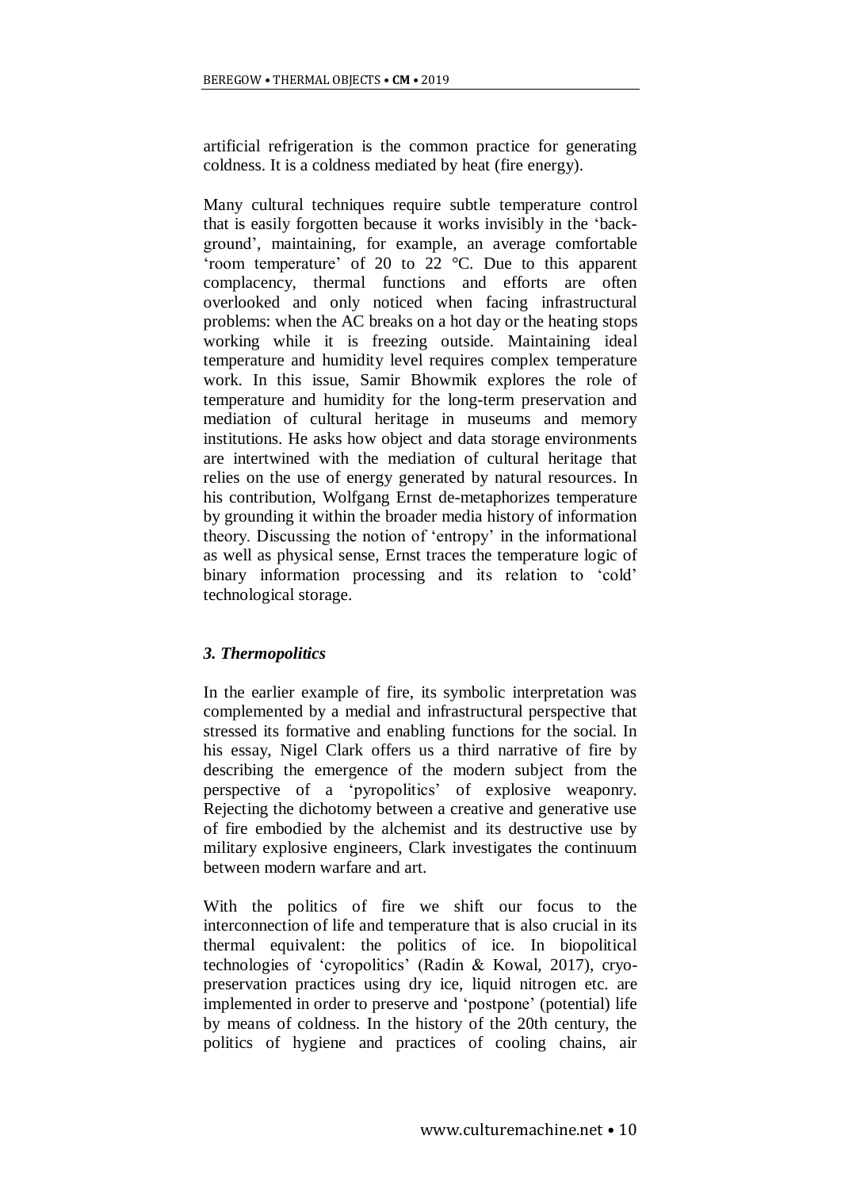artificial refrigeration is the common practice for generating coldness. It is a coldness mediated by heat (fire energy).

Many cultural techniques require subtle temperature control that is easily forgotten because it works invisibly in the 'back-ground', maintaining, for example, an average comfortable 'room temperature' of 20 to 22 °C. Due to this apparent complacency, thermal functions and efforts are often overlooked and only noticed when facing infrastructural problems: when the AC breaks on a hot day or the heating stops working while it is freezing outside. Maintaining ideal temperature and humidity level requires complex temperature work. In this issue, Samir Bhowmik explores the role of temperature and humidity for the long-term preservation and mediation of cultural heritage in museums and memory institutions. He asks how object and data storage environments are intertwined with the mediation of cultural heritage that relies on the use of energy generated by natural resources. In his contribution, Wolfgang Ernst de-metaphorizes temperature by grounding it within the broader media history of information theory. Discussing the notion of 'entropy' in the informational as well as physical sense, Ernst traces the temperature logic of binary information processing and its relation to 'cold' technological storage.

### *3. Thermopolitics*

In the earlier example of fire, its symbolic interpretation was complemented by a medial and infrastructural perspective that stressed its formative and enabling functions for the social. In his essay, Nigel Clark offers us a third narrative of fire by describing the emergence of the modern subject from the perspective of a 'pyropolitics' of explosive weaponry. Rejecting the dichotomy between a creative and generative use of fire embodied by the alchemist and its destructive use by military explosive engineers, Clark investigates the continuum between modern warfare and art.

With the politics of fire we shift our focus to the interconnection of life and temperature that is also crucial in its thermal equivalent: the politics of ice. In biopolitical technologies of 'cyropolitics' (Radin & Kowal, 2017), cryo-preservation practices using dry ice, liquid nitrogen etc. are implemented in order to preserve and 'postpone' (potential) life by means of coldness. In the history of the 20th century, the politics of hygiene and practices of cooling chains, air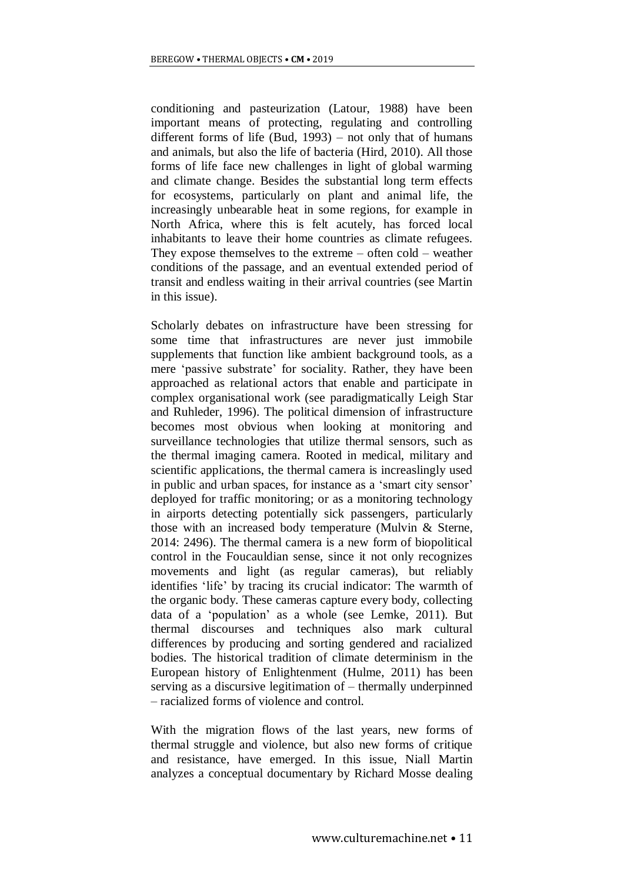conditioning and pasteurization (Latour, 1988) have been important means of protecting, regulating and controlling different forms of life (Bud, 1993) – not only that of humans and animals, but also the life of bacteria (Hird, 2010). All those forms of life face new challenges in light of global warming and climate change. Besides the substantial long term effects for ecosystems, particularly on plant and animal life, the increasingly unbearable heat in some regions, for example in North Africa, where this is felt acutely, has forced local inhabitants to leave their home countries as climate refugees. They expose themselves to the extreme – often cold – weather conditions of the passage, and an eventual extended period of transit and endless waiting in their arrival countries (see Martin in this issue).

Scholarly debates on infrastructure have been stressing for some time that infrastructures are never just immobile supplements that function like ambient background tools, as a mere 'passive substrate' for sociality. Rather, they have been approached as relational actors that enable and participate in complex organisational work (see paradigmatically Leigh Star and Ruhleder, 1996). The political dimension of infrastructure becomes most obvious when looking at monitoring and surveillance technologies that utilize thermal sensors, such as the thermal imaging camera. Rooted in medical, military and scientific applications, the thermal camera is increaslingly used in public and urban spaces, for instance as a 'smart city sensor' deployed for traffic monitoring; or as a monitoring technology in airports detecting potentially sick passengers, particularly those with an increased body temperature (Mulvin & Sterne, 2014: 2496). The thermal camera is a new form of biopolitical control in the Foucauldian sense, since it not only recognizes movements and light (as regular cameras), but reliably identifies 'life' by tracing its crucial indicator: The warmth of the organic body. These cameras capture every body, collecting data of a 'population' as a whole (see Lemke, 2011). But thermal discourses and techniques also mark cultural differences by producing and sorting gendered and racialized bodies. The historical tradition of climate determinism in the European history of Enlightenment (Hulme, 2011) has been serving as a discursive legitimation of – thermally underpinned – racialized forms of violence and control.

With the migration flows of the last years, new forms of thermal struggle and violence, but also new forms of critique and resistance, have emerged. In this issue, Niall Martin analyzes a conceptual documentary by Richard Mosse dealing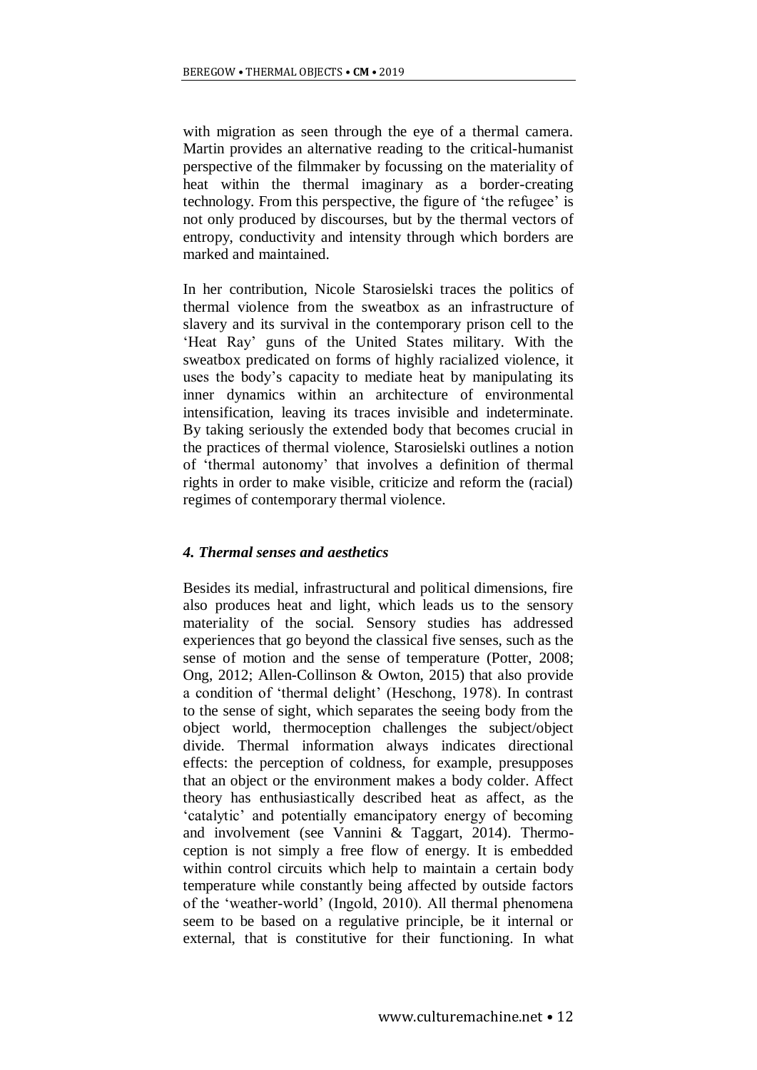with migration as seen through the eye of a thermal camera. Martin provides an alternative reading to the critical-humanist perspective of the filmmaker by focussing on the materiality of heat within the thermal imaginary as a border-creating technology. From this perspective, the figure of 'the refugee' is not only produced by discourses, but by the thermal vectors of entropy, conductivity and intensity through which borders are marked and maintained.

In her contribution, Nicole Starosielski traces the politics of thermal violence from the sweatbox as an infrastructure of slavery and its survival in the contemporary prison cell to the 'Heat Ray' guns of the United States military. With the sweatbox predicated on forms of highly racialized violence, it uses the body's capacity to mediate heat by manipulating its inner dynamics within an architecture of environmental intensification, leaving its traces invisible and indeterminate. By taking seriously the extended body that becomes crucial in the practices of thermal violence, Starosielski outlines a notion of 'thermal autonomy' that involves a definition of thermal rights in order to make visible, criticize and reform the (racial) regimes of contemporary thermal violence.

### *4. Thermal senses and aesthetics*

Besides its medial, infrastructural and political dimensions, fire also produces heat and light, which leads us to the sensory materiality of the social. Sensory studies has addressed experiences that go beyond the classical five senses, such as the sense of motion and the sense of temperature (Potter, 2008; Ong, 2012; Allen-Collinson & Owton, 2015) that also provide a condition of 'thermal delight' (Heschong, 1978). In contrast to the sense of sight, which separates the seeing body from the object world, thermoception challenges the subject/object divide. Thermal information always indicates directional effects: the perception of coldness, for example, presupposes that an object or the environment makes a body colder. Affect theory has enthusiastically described heat as affect, as the 'catalytic' and potentially emancipatory energy of becoming and involvement (see Vannini & Taggart, 2014). Thermoception is not simply a free flow of energy. It is embedded within control circuits which help to maintain a certain body temperature while constantly being affected by outside factors of the 'weather-world' (Ingold, 2010). All thermal phenomena seem to be based on a regulative principle, be it internal or external, that is constitutive for their functioning. In what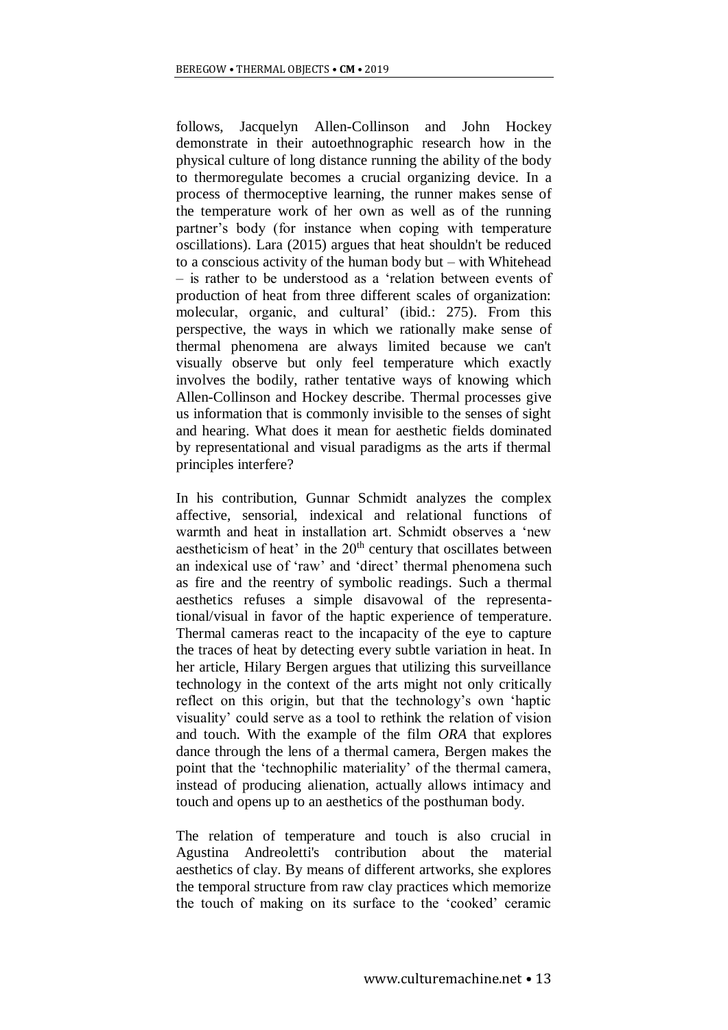follows, Jacquelyn Allen-Collinson and John Hockey demonstrate in their autoethnographic research how in the physical culture of long distance running the ability of the body to thermoregulate becomes a crucial organizing device. In a process of thermoceptive learning, the runner makes sense of the temperature work of her own as well as of the running partner's body (for instance when coping with temperature oscillations). Lara (2015) argues that heat shouldn't be reduced to a conscious activity of the human body but – with Whitehead – is rather to be understood as a 'relation between events of production of heat from three different scales of organization: molecular, organic, and cultural' (ibid.: 275). From this perspective, the ways in which we rationally make sense of thermal phenomena are always limited because we can't visually observe but only feel temperature which exactly involves the bodily, rather tentative ways of knowing which Allen-Collinson and Hockey describe. Thermal processes give us information that is commonly invisible to the senses of sight and hearing. What does it mean for aesthetic fields dominated by representational and visual paradigms as the arts if thermal principles interfere?

In his contribution, Gunnar Schmidt analyzes the complex affective, sensorial, indexical and relational functions of warmth and heat in installation art. Schmidt observes a 'new aestheticism of heat' in the 20th century that oscillates between an indexical use of 'raw' and 'direct' thermal phenomena such as fire and the reentry of symbolic readings. Such a thermal aesthetics refuses a simple disavowal of the representational/visual in favor of the haptic experience of temperature. Thermal cameras react to the incapacity of the eye to capture the traces of heat by detecting every subtle variation in heat. In her article, Hilary Bergen argues that utilizing this surveillance technology in the context of the arts might not only critically reflect on this origin, but that the technology's own 'haptic visuality' could serve as a tool to rethink the relation of vision and touch. With the example of the film *ORA* that explores dance through the lens of a thermal camera, Bergen makes the point that the 'technophilic materiality' of the thermal camera, instead of producing alienation, actually allows intimacy and touch and opens up to an aesthetics of the posthuman body.

The relation of temperature and touch is also crucial in Agustina Andreoletti's contribution about the material aesthetics of clay. By means of different artworks, she explores the temporal structure from raw clay practices which memorize the touch of making on its surface to the 'cooked' ceramic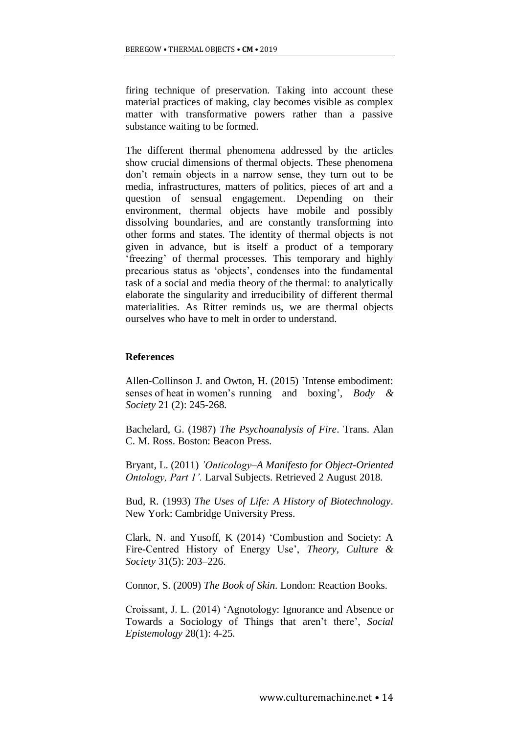firing technique of preservation. Taking into account these material practices of making, clay becomes visible as complex matter with transformative powers rather than a passive substance waiting to be formed.

The different thermal phenomena addressed by the articles show crucial dimensions of thermal objects. These phenomena don't remain objects in a narrow sense, they turn out to be media, infrastructures, matters of politics, pieces of art and a question of sensual engagement. Depending on their environment, thermal objects have mobile and possibly dissolving boundaries, and are constantly transforming into other forms and states. The identity of thermal objects is not given in advance, but is itself a product of a temporary 'freezing' of thermal processes. This temporary and highly precarious status as 'objects', condenses into the fundamental task of a social and media theory of the thermal: to analytically elaborate the singularity and irreducibility of different thermal materialities. As Ritter reminds us, we are thermal objects ourselves who have to melt in order to understand.

**References**

Allen-Collinson J. and Owton, H. (2015) 'Intense embodiment: senses of heat in women's running and boxing', *Body & Society* 21 (2): 245-268.

Bachelard, G. (1987) *The Psychoanalysis of Fire*. Trans. Alan C. M. Ross. Boston: Beacon Press.

Bryant, L. (2011) *'Onticology–A Manifesto for Object-Oriented Ontology, Part 1'.* Larval Subjects. Retrieved 2 August 2018.

Bud, R. (1993) *The Uses of Life: A History of Biotechnology*. New York: Cambridge University Press.

Clark, N. and Yusoff, K (2014) 'Combustion and Society: A Fire-Centred History of Energy Use', *Theory, Culture & Society* 31(5): 203–226.

Connor, S. (2009) *The Book of Skin*. London: Reaction Books.

Croissant, J. L. (2014) 'Agnotology: Ignorance and Absence or Towards a Sociology of Things that aren't there', *Social Epistemology* 28(1): 4-25.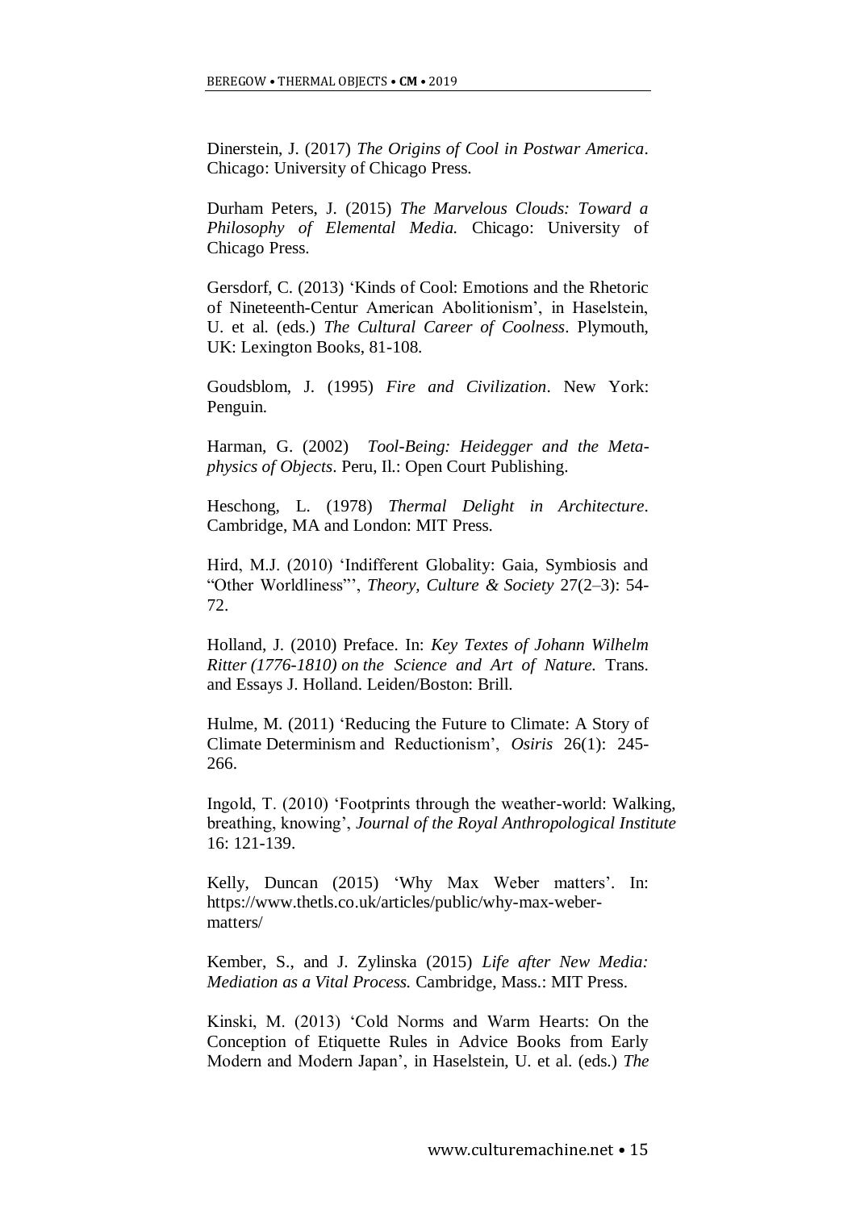Dinerstein, J. (2017) *The Origins of Cool in Postwar America*. Chicago: University of Chicago Press.

Durham Peters, J. (2015) *The Marvelous Clouds: Toward a Philosophy of Elemental Media.* Chicago: University of Chicago Press.

Gersdorf, C. (2013) 'Kinds of Cool: Emotions and the Rhetoric of Nineteenth-Centur American Abolitionism', in Haselstein, U. et al. (eds.) *The Cultural Career of Coolness*. Plymouth, UK: Lexington Books, 81-108.

Goudsblom, J. (1995) *Fire and Civilization*. New York: Penguin.

Harman, G. (2002) *Tool-Being: Heidegger and the Metaphysics of Objects*. Peru, Il.: Open Court Publishing.

Heschong, L. (1978) *Thermal Delight in Architecture*. Cambridge, MA and London: MIT Press.

Hird, M.J. (2010) 'Indifferent Globality: Gaia, Symbiosis and "Other Worldliness"', *Theory, Culture & Society* 27(2–3): 54-72.

Holland, J. (2010) Preface. In: *Key Textes of Johann Wilhelm Ritter (1776-1810) on the Science and Art of Nature.* Trans. and Essays J. Holland. Leiden/Boston: Brill.

Hulme, M. (2011) 'Reducing the Future to Climate: A Story of Climate Determinism and Reductionism', *Osiris* 26(1): 245-266.

Ingold, T. (2010) 'Footprints through the weather-world: Walking, breathing, knowing', *Journal of the Royal Anthropological Institute* 16: 121-139.

Kelly, Duncan (2015) 'Why Max Weber matters'. In: https://www.thetls.co.uk/articles/public/why-max-weber-matters/

Kember, S., and J. Zylinska (2015) *Life after New Media: Mediation as a Vital Process.* Cambridge, Mass.: MIT Press.

Kinski, M. (2013) 'Cold Norms and Warm Hearts: On the Conception of Etiquette Rules in Advice Books from Early Modern and Modern Japan', in Haselstein, U. et al. (eds.) *The*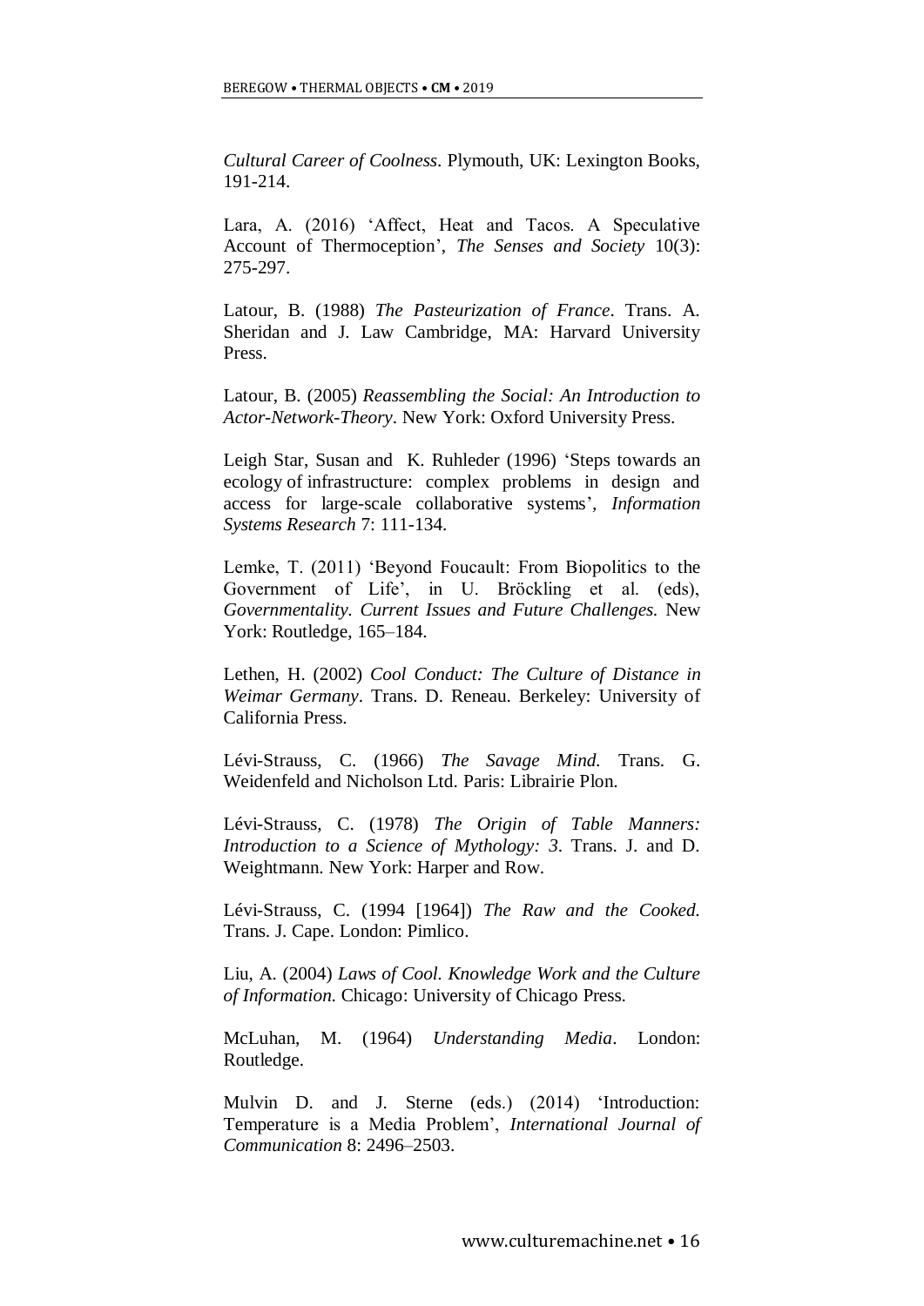*Cultural Career of Coolness*. Plymouth, UK: Lexington Books, 191-214.

Lara, A. (2016) 'Affect, Heat and Tacos. A Speculative Account of Thermoception', *The Senses and Society* 10(3): 275-297.

Latour, B. (1988) *The Pasteurization of France*. Trans. A. Sheridan and J. Law Cambridge, MA: Harvard University Press.

Latour, B. (2005) *Reassembling the Social: An Introduction to Actor-Network-Theory*. New York: Oxford University Press.

Leigh Star, Susan and K. Ruhleder (1996) 'Steps towards an ecology of infrastructure: complex problems in design and access for large-scale collaborative systems', *Information Systems Research* 7: 111-134.

Lemke, T. (2011) 'Beyond Foucault: From Biopolitics to the Government of Life', in U. Bröckling et al. (eds), *Governmentality. Current Issues and Future Challenges.* New York: Routledge, 165–184.

Lethen, H. (2002) *Cool Conduct: The Culture of Distance in Weimar Germany*. Trans. D. Reneau. Berkeley: University of California Press.

Lévi-Strauss, C. (1966) *The Savage Mind.* Trans. G. Weidenfeld and Nicholson Ltd. Paris: Librairie Plon.

Lévi-Strauss, C. (1978) *The Origin of Table Manners: Introduction to a Science of Mythology: 3*. Trans. J. and D. Weightmann. New York: Harper and Row.

Lévi-Strauss, C. (1994 [1964]) *The Raw and the Cooked.* Trans. J. Cape. London: Pimlico.

Liu, A. (2004) *Laws of Cool. Knowledge Work and the Culture of Information.* Chicago: University of Chicago Press.

McLuhan, M. (1964) *Understanding Media*. London: Routledge.

Mulvin D. and J. Sterne (eds.) (2014) 'Introduction: Temperature is a Media Problem', *International Journal of Communication* 8: 2496–2503.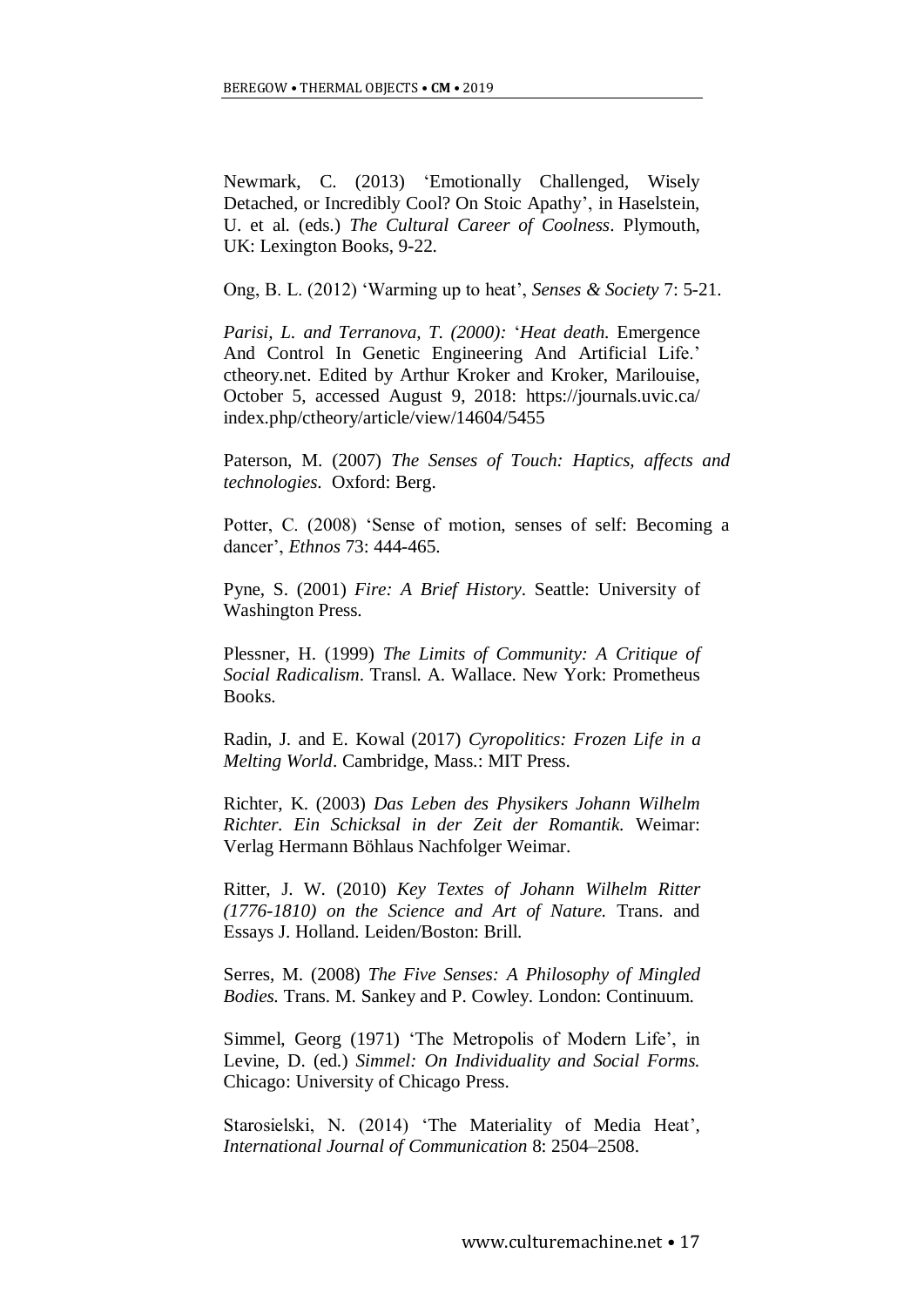Newmark, C. (2013) ‘Emotionally Challenged, Wisely Detached, or Incredibly Cool? On Stoic Apathy’, in Haselstein, U. et al. (eds.) *The Cultural Career of Coolness*. Plymouth, UK: Lexington Books, 9-22.

Ong, B. L. (2012) ‘Warming up to heat’, *Senses & Society* 7: 5-21.

*Parisi, L. and Terranova, T. (2000):* ‘*Heat death.* Emergence And Control In Genetic Engineering And Artificial Life.’ ctheory.net. Edited by Arthur Kroker and Kroker, Marilouise, October 5, accessed August 9, 2018: https://journals.uvic.ca/index.php/ctheory/article/view/14604/5455

Paterson, M. (2007) *The Senses of Touch: Haptics, affects and technologies*. Oxford: Berg.

Potter, C. (2008) ‘Sense of motion, senses of self: Becoming a dancer’, *Ethnos* 73: 444-465.

Pyne, S. (2001) *Fire: A Brief History*. Seattle: University of Washington Press.

Plessner, H. (1999) *The Limits of Community: A Critique of Social Radicalism*. Transl. A. Wallace. New York: Prometheus Books.

Radin, J. and E. Kowal (2017) *Cyropolitics: Frozen Life in a Melting World*. Cambridge, Mass.: MIT Press.

Richter, K. (2003) *Das Leben des Physikers Johann Wilhelm Richter. Ein Schicksal in der Zeit der Romantik.* Weimar: Verlag Hermann Böhlaus Nachfolger Weimar.

Ritter, J. W. (2010) *Key Textes of Johann Wilhelm Ritter (1776-1810) on the Science and Art of Nature.* Trans. and Essays J. Holland. Leiden/Boston: Brill.

Serres, M. (2008) *The Five Senses: A Philosophy of Mingled Bodies.* Trans. M. Sankey and P. Cowley. London: Continuum.

Simmel, Georg (1971) ‘The Metropolis of Modern Life’, in Levine, D. (ed.) *Simmel: On Individuality and Social Forms.* Chicago: University of Chicago Press.

Starosielski, N. (2014) ‘The Materiality of Media Heat’, *International Journal of Communication* 8: 2504–2508.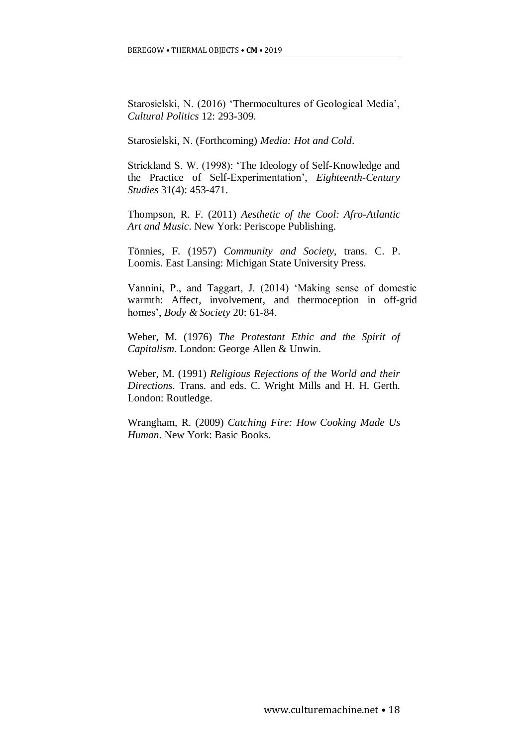Starosielski, N. (2016) 'Thermocultures of Geological Media', *Cultural Politics* 12: 293-309.

Starosielski, N. (Forthcoming) *Media: Hot and Cold*.

Strickland S. W. (1998): 'The Ideology of Self-Knowledge and the Practice of Self-Experimentation', *Eighteenth-Century Studies* 31(4): 453-471.

Thompson, R. F. (2011) *Aesthetic of the Cool: Afro-Atlantic Art and Music*. New York: Periscope Publishing.

Tönnies, F. (1957) *Community and Society*, trans. C. P. Loomis. East Lansing: Michigan State University Press.

Vannini, P., and Taggart, J. (2014) 'Making sense of domestic warmth: Affect, involvement, and thermoception in off-grid homes', *Body & Society* 20: 61-84.

Weber, M. (1976) *The Protestant Ethic and the Spirit of Capitalism*. London: George Allen & Unwin.

Weber, M. (1991) *Religious Rejections of the World and their Directions*. Trans. and eds. C. Wright Mills and H. H. Gerth. London: Routledge.

Wrangham, R. (2009) *Catching Fire: How Cooking Made Us Human*. New York: Basic Books.